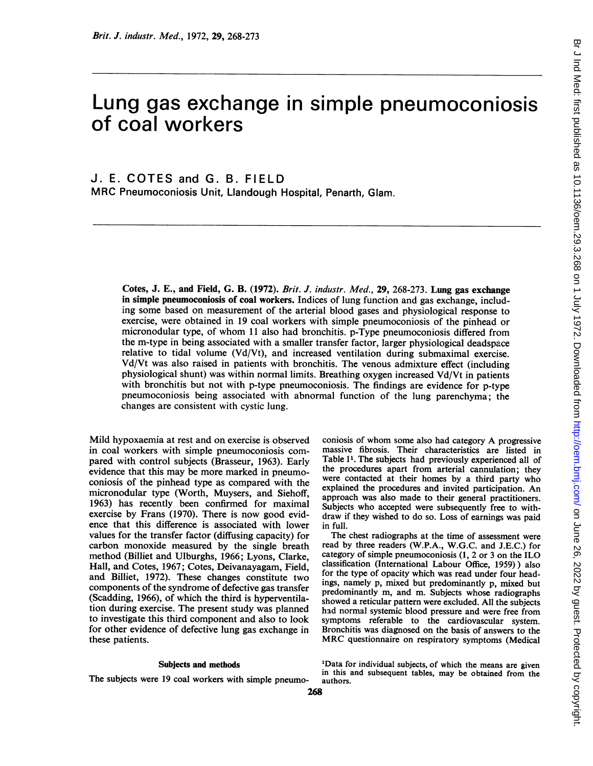# Lung gas exchange in simple pneumoconiosis of coal workers

J. E. COTES and G. B. FIELD

MRC Pneumoconiosis Unit, Llandough Hospital, Penarth, Glam.

**Cotes, J. E., and Field, G. B. (1972).** *Brit. J. industr. Med.*, **29**, 268-273. **Lung gas exchange in simple pneumoconiosis of coal workers.** Indices of lung function and gas exchange, including some based on measurement of the arterial blood gases and physiological response to exercise, were obtained in 19 coal workers with simple pneumoconiosis of the pinhead or micronodular type, of whom 11 also had bronchitis. p-Type pneumoconiosis differed from the m-type in being associated with a smaller transfer factor, larger physiological deadspace relative to tidal volume (Vd/Vt), and increased ventilation during submaximal exercise. Vd/Vt was also raised in patients with bronchitis. The venous admixture effect (including physiological shunt) was within normal limits. Breathing oxygen increased Vd/Vt in patients with bronchitis but not with p-type pneumoconiosis. The findings are evidence for p-type pneumoconiosis being associated with abnormal function of the lung parenchyma; the changes are consistent with cystic lung.

Mild hypoxaemia at rest and on exercise is observed in coal workers with simple pneumoconiosis compared with control subjects (Brasseur, 1963). Early evidence that this may be more marked in pneumoconiosis of the pinhead type as compared with the micronodular type (Worth, Muysers, and Siehoff, 1963) has recently been confirmed for maximal exercise by Frans (1970). There is now good evidence that this difference is associated with lower values for the transfer factor (diffusing capacity) for carbon monoxide measured by the single breath method (Billiet and Ulburghs, 1966; Lyons, Clarke, Hall, and Cotes, 1967; Cotes, Deivanayagam, Field, and Billiet, 1972). These changes constitute two components of the syndrome of defective gas transfer (Scadding, 1966), of which the third is hyperventilation during exercise. The present study was planned to investigate this third component and also to look for other evidence of defective lung gas exchange in these patients.

## Subjects and methods

The subjects were 19 coal workers with simple pneumoconiosis of whom some also had category A progressive massive fibrosis. Their characteristics are listed in Table 1[1]. The subjects had previously experienced all of the procedures apart from arterial cannulation; they were contacted at their homes by a third party who explained the procedures and invited participation. An approach was also made to their general practitioners. Subjects who accepted were subsequently free to withdraw if they wished to do so. Loss of earnings was paid in full.

The chest radiographs at the time of assessment were read by three readers (W.P.A., W.G.C. and J.E.C.) for category of simple pneumoconiosis (1, 2 or 3 on the ILO classification (International Labour Office, 1959)) also for the type of opacity which was read under four headings, namely p, mixed but predominantly p, mixed but predominantly m, and m. Subjects whose radiographs showed a reticular pattern were excluded. All the subjects had normal systemic blood pressure and were free from symptoms referable to the cardiovascular system. Bronchitis was diagnosed on the basis of answers to the MRC questionnaire on respiratory symptoms (Medical

[1]Data for individual subjects, of which the means are given in this and subsequent tables, may be obtained from the authors.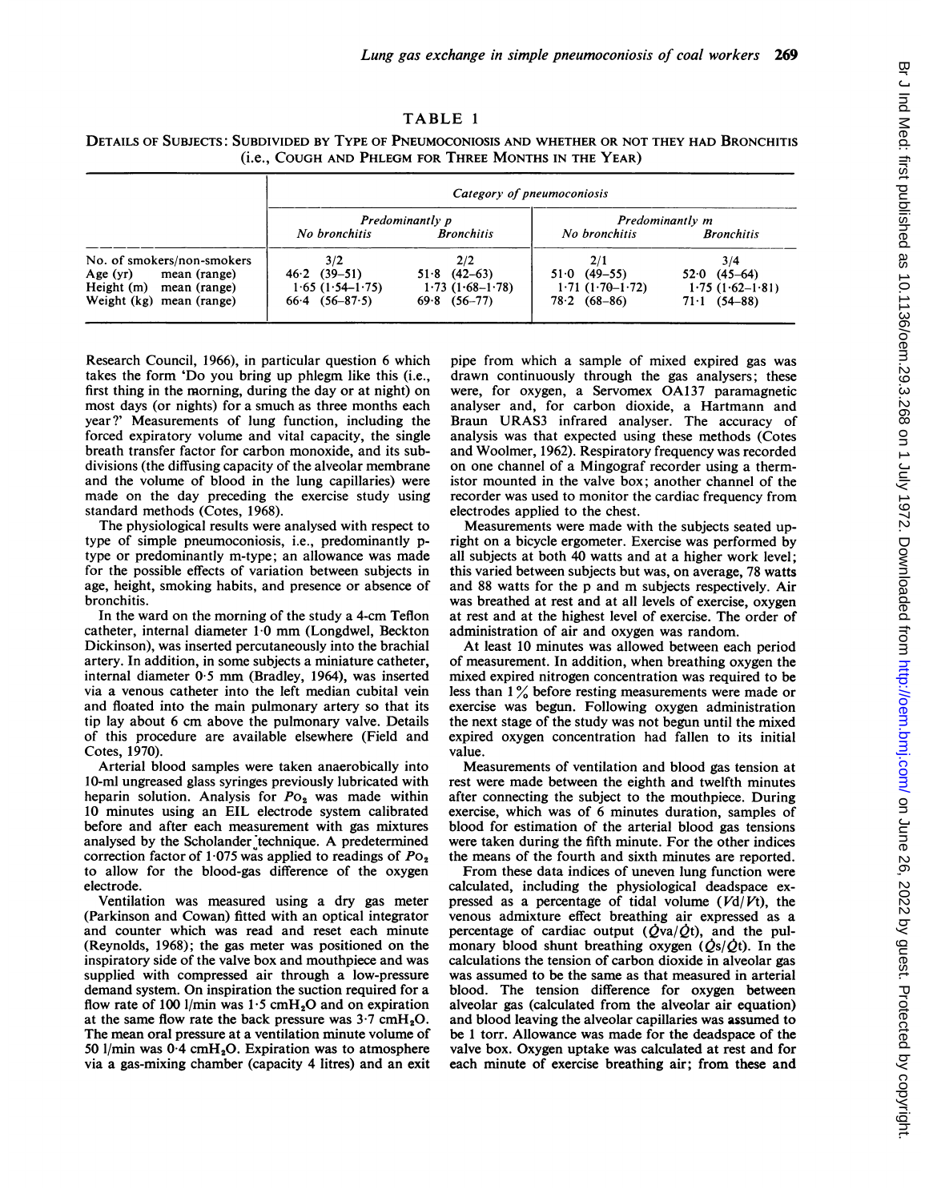TABLE 1

DETAILS OF SUBJECTS: SUBDIVIDED BY TYPE OF PNEUMOCONIOSIS AND WHETHER OR NOT THEY HAD BRONCHITIS (i.e., COUGH AND PHLEGM FOR THREE MONTHS IN THE YEAR)

| | *Category of pneumoconiosis* | | | |
|---|---|---|---|---|
| | *Predominantly p* | | *Predominantly m* | |
| | *No bronchitis* | *Bronchitis* | *No bronchitis* | *Bronchitis* |
| No. of smokers/non-smokers | 3/2 | 2/2 | 2/1 | 3/4 |
| Age (yr) mean (range) | 46·2 (39–51) | 51·8 (42–63) | 51·0 (49–55) | 52·0 (45–64) |
| Height (m) mean (range) | 1·65 (1·54–1·75) | 1·73 (1·68–1·78) | 1·71 (1·70–1·72) | 1·75 (1·62–1·81) |
| Weight (kg) mean (range) | 66·4 (56–87·5) | 69·8 (56–77) | 78·2 (68–86) | 71·1 (54–88) |

Research Council, 1966), in particular question 6 which takes the form 'Do you bring up phlegm like this (i.e., first thing in the morning, during the day or at night) on most days (or nights) for a smuch as three months each year?' Measurements of lung function, including the forced expiratory volume and vital capacity, the single breath transfer factor for carbon monoxide, and its subdivisions (the diffusing capacity of the alveolar membrane and the volume of blood in the lung capillaries) were made on the day preceding the exercise study using standard methods (Cotes, 1968).

The physiological results were analysed with respect to type of simple pneumoconiosis, i.e., predominantly p-type or predominantly m-type; an allowance was made for the possible effects of variation between subjects in age, height, smoking habits, and presence or absence of bronchitis.

In the ward on the morning of the study a 4-cm Teflon catheter, internal diameter 1·0 mm (Longdwel, Beckton Dickinson), was inserted percutaneously into the brachial artery. In addition, in some subjects a miniature catheter, internal diameter 0·5 mm (Bradley, 1964), was inserted via a venous catheter into the left median cubital vein and floated into the main pulmonary artery so that its tip lay about 6 cm above the pulmonary valve. Details of this procedure are available elsewhere (Field and Cotes, 1970).

Arterial blood samples were taken anaerobically into 10-ml ungreased glass syringes previously lubricated with heparin solution. Analysis for $Po_2$ was made within 10 minutes using an EIL electrode system calibrated before and after each measurement with gas mixtures analysed by the Scholander technique. A predetermined correction factor of 1·075 was applied to readings of $Po_2$ to allow for the blood-gas difference of the oxygen electrode.

Ventilation was measured using a dry gas meter (Parkinson and Cowan) fitted with an optical integrator and counter which was read and reset each minute (Reynolds, 1968); the gas meter was positioned on the inspiratory side of the valve box and mouthpiece and was supplied with compressed air through a low-pressure demand system. On inspiration the suction required for a flow rate of 100 l/min was 1·5 $cmH_2O$ and on expiration at the same flow rate the back pressure was 3·7 $cmH_2O$. The mean oral pressure at a ventilation minute volume of 50 l/min was 0·4 $cmH_2O$. Expiration was to atmosphere via a gas-mixing chamber (capacity 4 litres) and an exit pipe from which a sample of mixed expired gas was drawn continuously through the gas analysers; these were, for oxygen, a Servomex OA137 paramagnetic analyser and, for carbon dioxide, a Hartmann and Braun URAS3 infrared analyser. The accuracy of analysis was that expected using these methods (Cotes and Woolmer, 1962). Respiratory frequency was recorded on one channel of a Mingograf recorder using a thermistor mounted in the valve box; another channel of the recorder was used to monitor the cardiac frequency from electrodes applied to the chest.

Measurements were made with the subjects seated upright on a bicycle ergometer. Exercise was performed by all subjects at both 40 watts and at a higher work level; this varied between subjects but was, on average, 78 watts and 88 watts for the p and m subjects respectively. Air was breathed at rest and at all levels of exercise, oxygen at rest and at the highest level of exercise. The order of administration of air and oxygen was random.

At least 10 minutes was allowed between each period of measurement. In addition, when breathing oxygen the mixed expired nitrogen concentration was required to be less than 1% before resting measurements were made or exercise was begun. Following oxygen administration the next stage of the study was not begun until the mixed expired oxygen concentration had fallen to its initial value.

Measurements of ventilation and blood gas tension at rest were made between the eighth and twelfth minutes after connecting the subject to the mouthpiece. During exercise, which was of 6 minutes duration, samples of blood for estimation of the arterial blood gas tensions were taken during the fifth minute. For the other indices the means of the fourth and sixth minutes are reported.

From these data indices of uneven lung function were calculated, including the physiological deadspace expressed as a percentage of tidal volume ($Vd/Vt$), the venous admixture effect breathing air expressed as a percentage of cardiac output ($\dot{Q}va/\dot{Q}t$), and the pulmonary blood shunt breathing oxygen ($\dot{Q}s/\dot{Q}t$). In the calculations the tension of carbon dioxide in alveolar gas was assumed to be the same as that measured in arterial blood. The tension difference for oxygen between alveolar gas (calculated from the alveolar air equation) and blood leaving the alveolar capillaries was assumed to be 1 torr. Allowance was made for the deadspace of the valve box. Oxygen uptake was calculated at rest and for each minute of exercise breathing air; from these and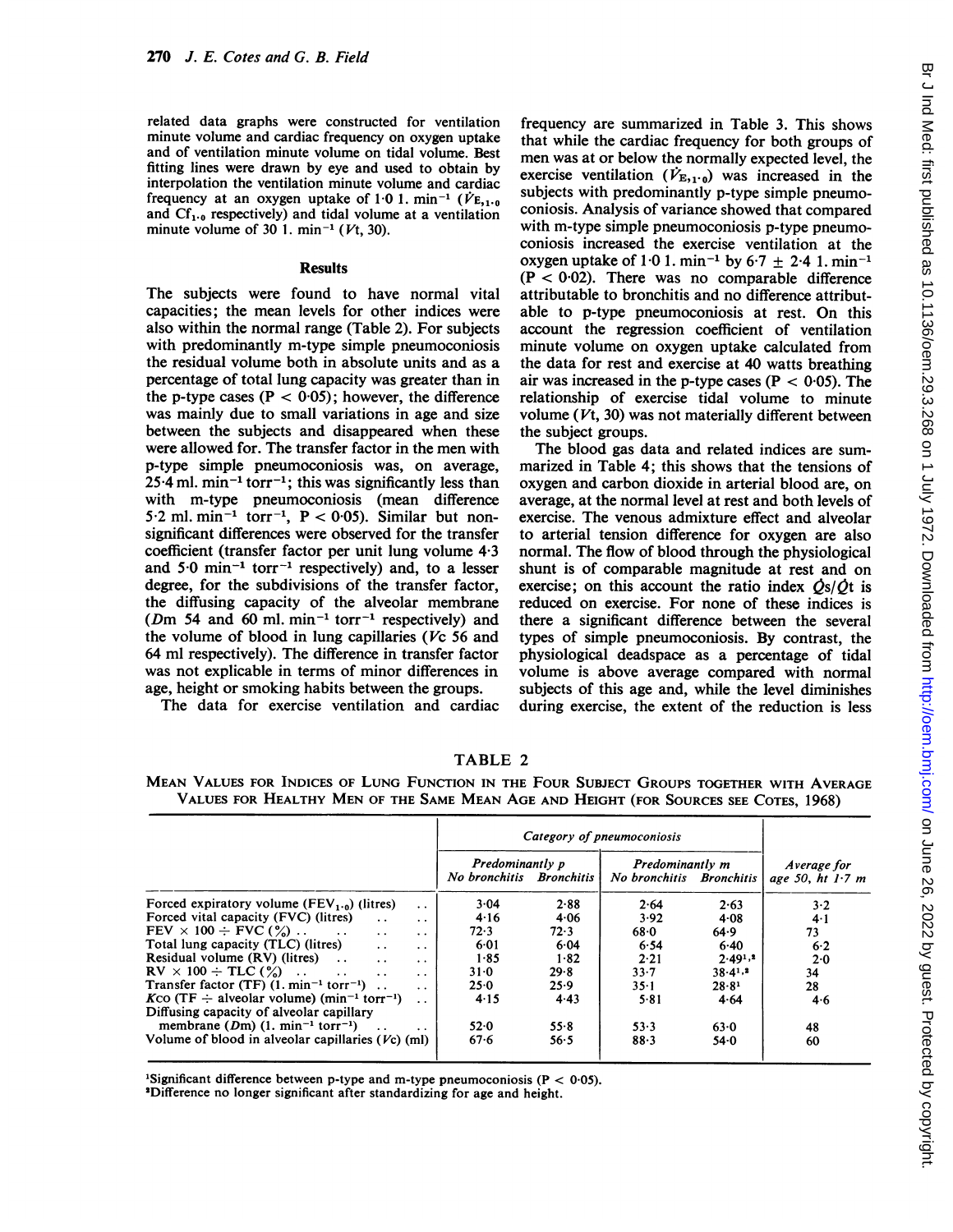related data graphs were constructed for ventilation minute volume and cardiac frequency on oxygen uptake and of ventilation minute volume on tidal volume. Best fitting lines were drawn by eye and used to obtain by interpolation the ventilation minute volume and cardiac frequency at an oxygen uptake of 1·0 l. min$^{-1}$ ($\dot{V}_{E,1\cdot0}$ and $Cf_{1\cdot0}$ respectively) and tidal volume at a ventilation minute volume of 30 l. min$^{-1}$ ($Vt$, 30).

## Results

The subjects were found to have normal vital capacities; the mean levels for other indices were also within the normal range (Table 2). For subjects with predominantly m-type simple pneumoconiosis the residual volume both in absolute units and as a percentage of total lung capacity was greater than in the p-type cases ($P < 0.05$); however, the difference was mainly due to small variations in age and size between the subjects and disappeared when these were allowed for. The transfer factor in the men with p-type simple pneumoconiosis was, on average, 25·4 ml. min$^{-1}$ torr$^{-1}$; this was significantly less than with m-type pneumoconiosis (mean difference 5·2 ml. min$^{-1}$ torr$^{-1}$, $P < 0.05$). Similar but non-significant differences were observed for the transfer coefficient (transfer factor per unit lung volume 4·3 and 5·0 min$^{-1}$ torr$^{-1}$ respectively) and, to a lesser degree, for the subdivisions of the transfer factor, the diffusing capacity of the alveolar membrane ($Dm$ 54 and 60 ml. min$^{-1}$ torr$^{-1}$ respectively) and the volume of blood in lung capillaries ($Vc$ 56 and 64 ml respectively). The difference in transfer factor was not explicable in terms of minor differences in age, height or smoking habits between the groups.

The data for exercise ventilation and cardiac frequency are summarized in Table 3. This shows that while the cardiac frequency for both groups of men was at or below the normally expected level, the exercise ventilation ($\dot{V}_{E,1\cdot0}$) was increased in the subjects with predominantly p-type simple pneumoconiosis. Analysis of variance showed that compared with m-type simple pneumoconiosis p-type pneumoconiosis increased the exercise ventilation at the oxygen uptake of 1·0 l. min$^{-1}$ by 6·7 ± 2·4 l. min$^{-1}$ ($P < 0.02$). There was no comparable difference attributable to bronchitis and no difference attributable to p-type pneumoconiosis at rest. On this account the regression coefficient of ventilation minute volume on oxygen uptake calculated from the data for rest and exercise at 40 watts breathing air was increased in the p-type cases ($P < 0.05$). The relationship of exercise tidal volume to minute volume ($Vt$, 30) was not materially different between the subject groups.

The blood gas data and related indices are summarized in Table 4; this shows that the tensions of oxygen and carbon dioxide in arterial blood are, on average, at the normal level at rest and both levels of exercise. The venous admixture effect and alveolar to arterial tension difference for oxygen are also normal. The flow of blood through the physiological shunt is of comparable magnitude at rest and on exercise; on this account the ratio index $\dot{Q}s/\dot{Q}t$ is reduced on exercise. For none of these indices is there a significant difference between the several types of simple pneumoconiosis. By contrast, the physiological deadspace as a percentage of tidal volume is above average compared with normal subjects of this age and, while the level diminishes during exercise, the extent of the reduction is less

TABLE 2

MEAN VALUES FOR INDICES OF LUNG FUNCTION IN THE FOUR SUBJECT GROUPS TOGETHER WITH AVERAGE VALUES FOR HEALTHY MEN OF THE SAME MEAN AGE AND HEIGHT (FOR SOURCES SEE COTES, 1968)

| | Category of pneumoconiosis | | | | |
|---|---|---|---|---|---|
| | Predominantly p | | Predominantly m | | Average for age 50, ht 1·7 m |
| | No bronchitis | Bronchitis | No bronchitis | Bronchitis | |
| Forced expiratory volume ($FEV_{1\cdot0}$) (litres) | 3·04 | 2·88 | 2·64 | 2·63 | 3·2 |
| Forced vital capacity (FVC) (litres) | 4·16 | 4·06 | 3·92 | 4·08 | 4·1 |
| FEV × 100 ÷ FVC (%) | 72·3 | 72·3 | 68·0 | 64·9 | 73 |
| Total lung capacity (TLC) (litres) | 6·01 | 6·04 | 6·54 | 6·40 | 6·2 |
| Residual volume (RV) (litres) | 1·85 | 1·82 | 2·21 | 2·49[1,2] | 2·0 |
| RV × 100 ÷ TLC (%) | 31·0 | 29·8 | 33·7 | 38·4[1,2] | 34 |
| Transfer factor (TF) (l. min$^{-1}$ torr$^{-1}$) | 25·0 | 25·9 | 35·1 | 28·8[1] | 28 |
| $K$co (TF ÷ alveolar volume) (min$^{-1}$ torr$^{-1}$) | 4·15 | 4·43 | 5·81 | 4·64 | 4·6 |
| Diffusing capacity of alveolar capillary membrane ($Dm$) (l. min$^{-1}$ torr$^{-1}$) | 52·0 | 55·8 | 53·3 | 63·0 | 48 |
| Volume of blood in alveolar capillaries ($Vc$) (ml) | 67·6 | 56·5 | 88·3 | 54·0 | 60 |

[1]Significant difference between p-type and m-type pneumoconiosis ($P < 0.05$).
[2]Difference no longer significant after standardizing for age and height.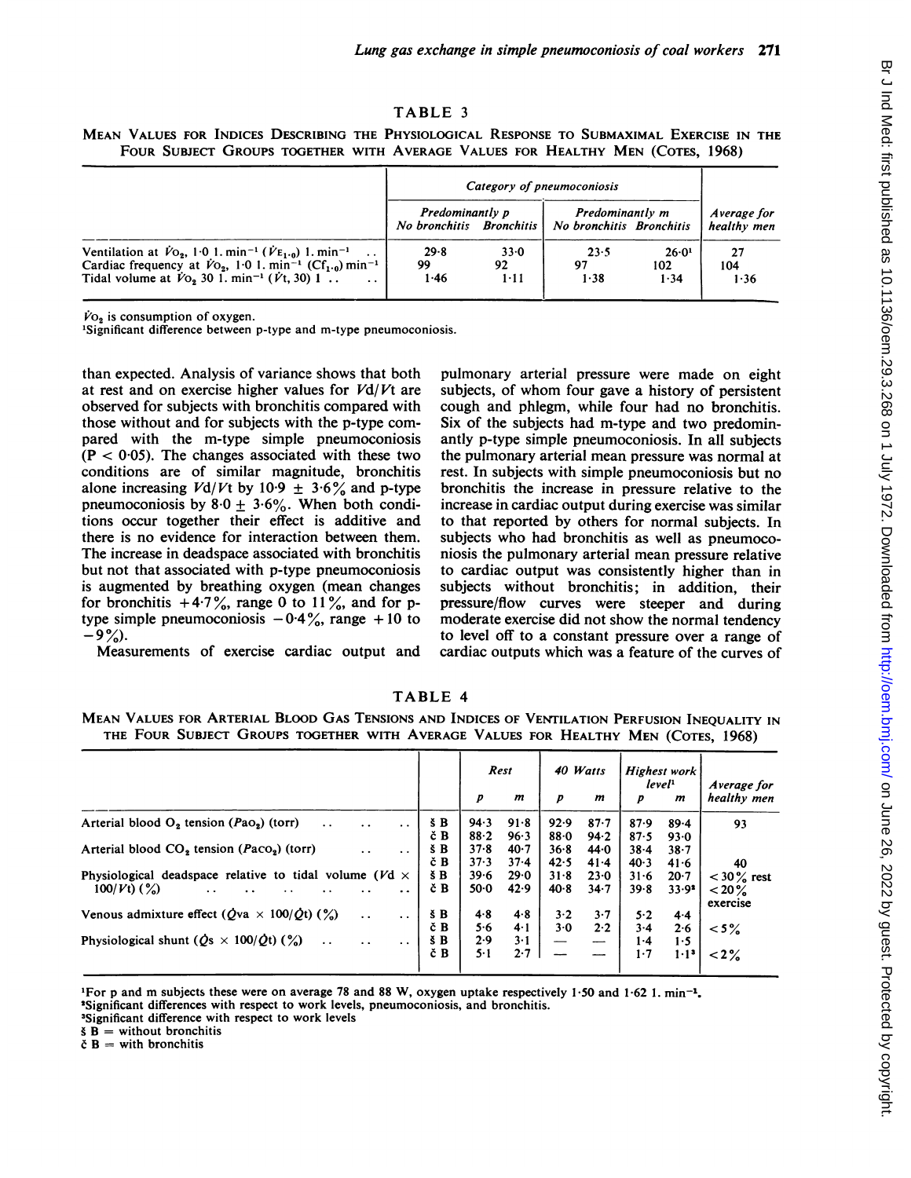TABLE 3

MEAN VALUES FOR INDICES DESCRIBING THE PHYSIOLOGICAL RESPONSE TO SUBMAXIMAL EXERCISE IN THE FOUR SUBJECT GROUPS TOGETHER WITH AVERAGE VALUES FOR HEALTHY MEN (COTES, 1968)

| | *Category of pneumoconiosis* | | | | |
|---|---|---|---|---|---|
| | *Predominantly p* | | *Predominantly m* | | *Average for healthy men* |
| | *No bronchitis* | *Bronchitis* | *No bronchitis* | *Bronchitis* | |
| Ventilation at $\dot{V}O_2$, 1·0 l. min$^{-1}$ ($\dot{V}E_{1\cdot 0}$) l. min$^{-1}$ | 29·8 | 33·0 | 23·5 | 26·0[1] | 27 |
| Cardiac frequency at $\dot{V}O_2$, 1·0 l. min$^{-1}$ ($Cf_{1\cdot 0}$) min$^{-1}$ | 99 | 92 | 97 | 102 | 104 |
| Tidal volume at $\dot{V}O_2$ 30 l. min$^{-1}$ ($\dot{V}t$, 30) l | 1·46 | 1·11 | 1·38 | 1·34 | 1·36 |

$\dot{V}O_2$ is consumption of oxygen.
[1]Significant difference between p-type and m-type pneumoconiosis.

than expected. Analysis of variance shows that both at rest and on exercise higher values for $Vd/Vt$ are observed for subjects with bronchitis compared with those without and for subjects with the p-type compared with the m-type simple pneumoconiosis ($P < 0·05$). The changes associated with these two conditions are of similar magnitude, bronchitis alone increasing $Vd/Vt$ by 10·9 ± 3·6% and p-type pneumoconiosis by 8·0 ± 3·6%. When both conditions occur together their effect is additive and there is no evidence for interaction between them. The increase in deadspace associated with bronchitis but not that associated with p-type pneumoconiosis is augmented by breathing oxygen (mean changes for bronchitis +4·7%, range 0 to 11%, and for p-type simple pneumoconiosis −0·4%, range +10 to −9%).

Measurements of exercise cardiac output and pulmonary arterial pressure were made on eight subjects, of whom four gave a history of persistent cough and phlegm, while four had no bronchitis. Six of the subjects had m-type and two predominantly p-type simple pneumoconiosis. In all subjects the pulmonary arterial mean pressure was normal at rest. In subjects with simple pneumoconiosis but no bronchitis the increase in pressure relative to the increase in cardiac output during exercise was similar to that reported by others for normal subjects. In subjects who had bronchitis as well as pneumoconiosis the pulmonary arterial mean pressure relative to cardiac output was consistently higher than in subjects without bronchitis; in addition, their pressure/flow curves were steeper and during moderate exercise did not show the normal tendency to level off to a constant pressure over a range of cardiac outputs which was a feature of the curves of

TABLE 4

MEAN VALUES FOR ARTERIAL BLOOD GAS TENSIONS AND INDICES OF VENTILATION PERFUSION INEQUALITY IN THE FOUR SUBJECT GROUPS TOGETHER WITH AVERAGE VALUES FOR HEALTHY MEN (COTES, 1968)

| | | *Rest* | | *40 Watts* | | *Highest work level*[1] | | *Average for healthy men* |
|---|---|---|---|---|---|---|---|---|
| | | *p* | *m* | *p* | *m* | *p* | *m* | |
| Arterial blood $O_2$ tension ($PaO_2$) (torr) | š B | 94·3 | 91·8 | 92·9 | 87·7 | 87·9 | 89·4 | 93 |
| | č B | 88·2 | 96·3 | 88·0 | 94·2 | 87·5 | 93·0 | |
| Arterial blood $CO_2$ tension ($PaCO_2$) (torr) | š B | 37·8 | 40·7 | 36·8 | 44·0 | 38·4 | 38·7 | |
| | č B | 37·3 | 37·4 | 42·5 | 41·4 | 40·3 | 41·6 | 40 |
| Physiological deadspace relative to tidal volume ($Vd \times 100/Vt$) (%) | š B | 39·6 | 29·0 | 31·8 | 23·0 | 31·6 | 20·7 | < 30% rest |
| | č B | 50·0 | 42·9 | 40·8 | 34·7 | 39·8 | 33·9[2] | < 20% exercise |
| Venous admixture effect ($\dot{Q}va \times 100/\dot{Q}t$) (%) | š B | 4·8 | 4·8 | 3·2 | 3·7 | 5·2 | 4·4 | |
| | č B | 5·6 | 4·1 | 3·0 | 2·2 | 3·4 | 2·6 | < 5% |
| Physiological shunt ($\dot{Q}s \times 100/\dot{Q}t$) (%) | š B | 2·9 | 3·1 | — | — | 1·4 | 1·5 | |
| | č B | 5·1 | 2·7 | — | — | 1·7 | 1·1[3] | < 2% |

[1]For p and m subjects these were on average 78 and 88 W, oxygen uptake respectively 1·50 and 1·62 l. min$^{-1}$.
[2]Significant differences with respect to work levels, pneumoconiosis, and bronchitis.
[3]Significant difference with respect to work levels
š B = without bronchitis
č B = with bronchitis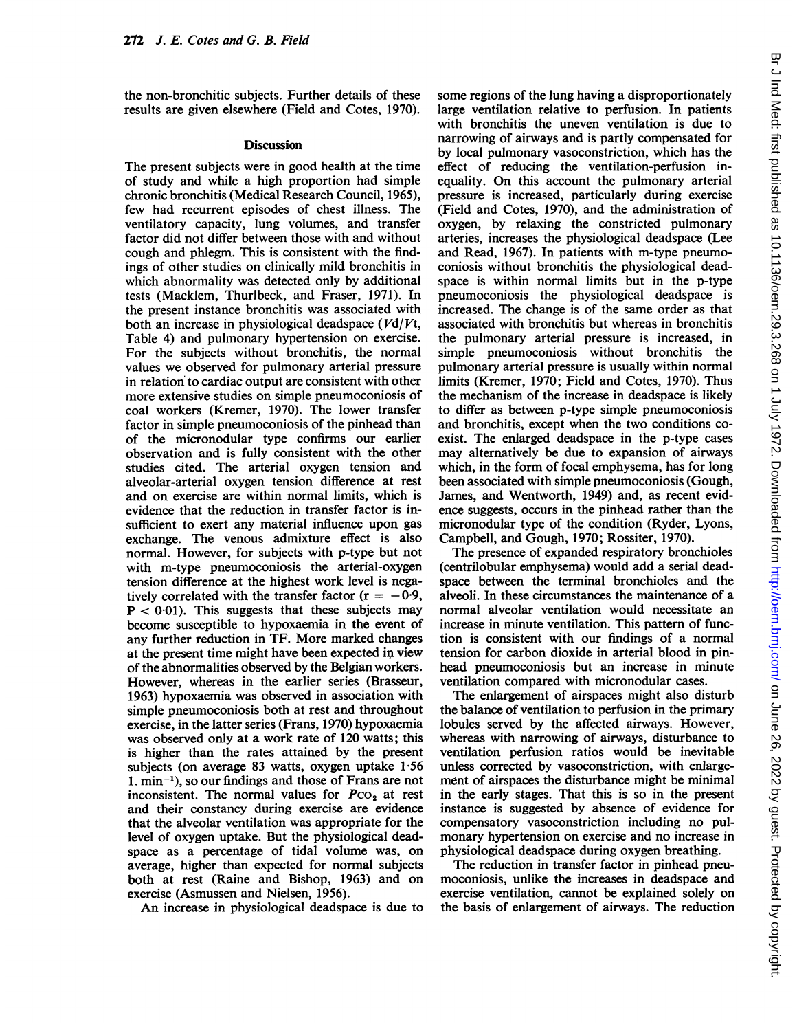the non-bronchitic subjects. Further details of these results are given elsewhere (Field and Cotes, 1970).

## Discussion

The present subjects were in good health at the time of study and while a high proportion had simple chronic bronchitis (Medical Research Council, 1965), few had recurrent episodes of chest illness. The ventilatory capacity, lung volumes, and transfer factor did not differ between those with and without cough and phlegm. This is consistent with the findings of other studies on clinically mild bronchitis in which abnormality was detected only by additional tests (Macklem, Thurlbeck, and Fraser, 1971). In the present instance bronchitis was associated with both an increase in physiological deadspace ($Vd/Vt$, Table 4) and pulmonary hypertension on exercise. For the subjects without bronchitis, the normal values we observed for pulmonary arterial pressure in relation to cardiac output are consistent with other more extensive studies on simple pneumoconiosis of coal workers (Kremer, 1970). The lower transfer factor in simple pneumoconiosis of the pinhead than of the micronodular type confirms our earlier observation and is fully consistent with the other studies cited. The arterial oxygen tension and alveolar-arterial oxygen tension difference at rest and on exercise are within normal limits, which is evidence that the reduction in transfer factor is insufficient to exert any material influence upon gas exchange. The venous admixture effect is also normal. However, for subjects with p-type but not with m-type pneumoconiosis the arterial-oxygen tension difference at the highest work level is negatively correlated with the transfer factor ($r = -0{\cdot}9$, $P < 0{\cdot}01$). This suggests that these subjects may become susceptible to hypoxaemia in the event of any further reduction in TF. More marked changes at the present time might have been expected in view of the abnormalities observed by the Belgian workers. However, whereas in the earlier series (Brasseur, 1963) hypoxaemia was observed in association with simple pneumoconiosis both at rest and throughout exercise, in the latter series (Frans, 1970) hypoxaemia was observed only at a work rate of 120 watts; this is higher than the rates attained by the present subjects (on average 83 watts, oxygen uptake 1·56 l. $\text{min}^{-1}$), so our findings and those of Frans are not inconsistent. The normal values for $P\text{CO}_2$ at rest and their constancy during exercise are evidence that the alveolar ventilation was appropriate for the level of oxygen uptake. But the physiological deadspace as a percentage of tidal volume was, on average, higher than expected for normal subjects both at rest (Raine and Bishop, 1963) and on exercise (Asmussen and Nielsen, 1956).

An increase in physiological deadspace is due to some regions of the lung having a disproportionately large ventilation relative to perfusion. In patients with bronchitis the uneven ventilation is due to narrowing of airways and is partly compensated for by local pulmonary vasoconstriction, which has the effect of reducing the ventilation-perfusion inequality. On this account the pulmonary arterial pressure is increased, particularly during exercise (Field and Cotes, 1970), and the administration of oxygen, by relaxing the constricted pulmonary arteries, increases the physiological deadspace (Lee and Read, 1967). In patients with m-type pneumoconiosis without bronchitis the physiological deadspace is within normal limits but in the p-type pneumoconiosis the physiological deadspace is increased. The change is of the same order as that associated with bronchitis but whereas in bronchitis the pulmonary arterial pressure is increased, in simple pneumoconiosis without bronchitis the pulmonary arterial pressure is usually within normal limits (Kremer, 1970; Field and Cotes, 1970). Thus the mechanism of the increase in deadspace is likely to differ as between p-type simple pneumoconiosis and bronchitis, except when the two conditions coexist. The enlarged deadspace in the p-type cases may alternatively be due to expansion of airways which, in the form of focal emphysema, has for long been associated with simple pneumoconiosis (Gough, James, and Wentworth, 1949) and, as recent evidence suggests, occurs in the pinhead rather than the micronodular type of the condition (Ryder, Lyons, Campbell, and Gough, 1970; Rossiter, 1970).

The presence of expanded respiratory bronchioles (centrilobular emphysema) would add a serial deadspace between the terminal bronchioles and the alveoli. In these circumstances the maintenance of a normal alveolar ventilation would necessitate an increase in minute ventilation. This pattern of function is consistent with our findings of a normal tension for carbon dioxide in arterial blood in pinhead pneumoconiosis but an increase in minute ventilation compared with micronodular cases.

The enlargement of airspaces might also disturb the balance of ventilation to perfusion in the primary lobules served by the affected airways. However, whereas with narrowing of airways, disturbance to ventilation perfusion ratios would be inevitable unless corrected by vasoconstriction, with enlargement of airspaces the disturbance might be minimal in the early stages. That this is so in the present instance is suggested by absence of evidence for compensatory vasoconstriction including no pulmonary hypertension on exercise and no increase in physiological deadspace during oxygen breathing.

The reduction in transfer factor in pinhead pneumoconiosis, unlike the increases in deadspace and exercise ventilation, cannot be explained solely on the basis of enlargement of airways. The reduction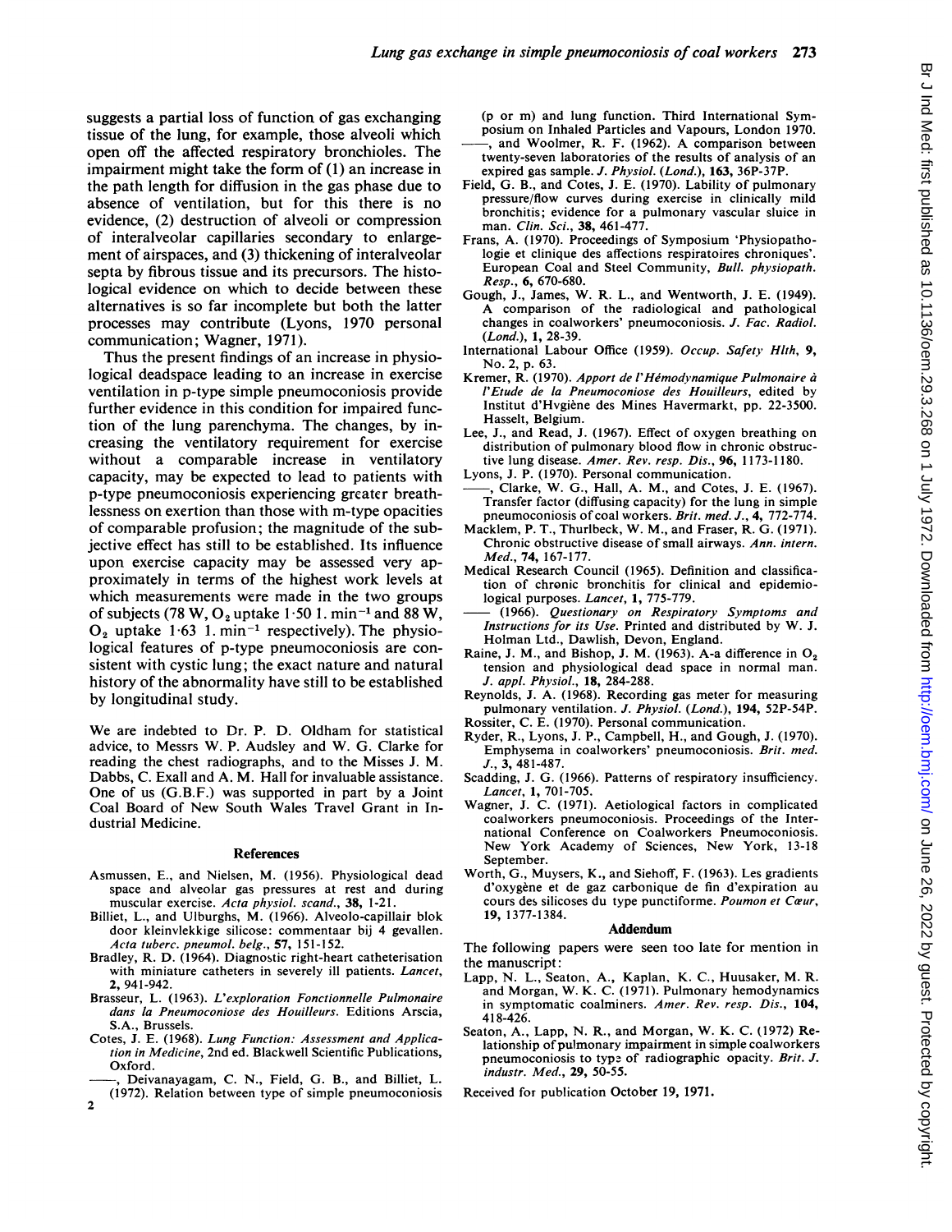suggests a partial loss of function of gas exchanging tissue of the lung, for example, those alveoli which open off the affected respiratory bronchioles. The impairment might take the form of (1) an increase in the path length for diffusion in the gas phase due to absence of ventilation, but for this there is no evidence, (2) destruction of alveoli or compression of interalveolar capillaries secondary to enlargement of airspaces, and (3) thickening of interalveolar septa by fibrous tissue and its precursors. The histological evidence on which to decide between these alternatives is so far incomplete but both the latter processes may contribute (Lyons, 1970 personal communication; Wagner, 1971).

Thus the present findings of an increase in physiological deadspace leading to an increase in exercise ventilation in p-type simple pneumoconiosis provide further evidence in this condition for impaired function of the lung parenchyma. The changes, by increasing the ventilatory requirement for exercise without a comparable increase in ventilatory capacity, may be expected to lead to patients with p-type pneumoconiosis experiencing greater breathlessness on exertion than those with m-type opacities of comparable profusion; the magnitude of the subjective effect has still to be established. Its influence upon exercise capacity may be assessed very approximately in terms of the highest work levels at which measurements were made in the two groups of subjects (78 W, $O_2$ uptake 1·50 l. $min^{-1}$ and 88 W, $O_2$ uptake 1·63 l. $min^{-1}$ respectively). The physiological features of p-type pneumoconiosis are consistent with cystic lung; the exact nature and natural history of the abnormality have still to be established by longitudinal study.

We are indebted to Dr. P. D. Oldham for statistical advice, to Messrs W. P. Audsley and W. G. Clarke for reading the chest radiographs, and to the Misses J. M. Dabbs, C. Exall and A. M. Hall for invaluable assistance. One of us (G.B.F.) was supported in part by a Joint Coal Board of New South Wales Travel Grant in Industrial Medicine.

## References

Asmussen, E., and Nielsen, M. (1956). Physiological dead space and alveolar gas pressures at rest and during muscular exercise. *Acta physiol. scand.*, **38**, 1-21.

Billiet, L., and Ulburghs, M. (1966). Alveolo-capillair blok door kleinvlekkige silicose: commentaar bij 4 gevallen. *Acta tuberc. pneumol. belg.*, **57**, 151-152.

Bradley, R. D. (1964). Diagnostic right-heart catheterisation with miniature catheters in severely ill patients. *Lancet*, **2**, 941-942.

Brasseur, L. (1963). *L'exploration Fonctionnelle Pulmonaire dans la Pneumoconiose des Houilleurs*. Editions Arscia, S.A., Brussels.

Cotes, J. E. (1968). *Lung Function: Assessment and Application in Medicine*, 2nd ed. Blackwell Scientific Publications, Oxford.

——, Deivanayagam, C. N., Field, G. B., and Billiet, L. (1972). Relation between type of simple pneumoconiosis (p or m) and lung function. Third International Symposium on Inhaled Particles and Vapours, London 1970.

——, and Woolmer, R. F. (1962). A comparison between twenty-seven laboratories of the results of analysis of an expired gas sample. *J. Physiol. (Lond.)*, **163**, 36P-37P.

Field, G. B., and Cotes, J. E. (1970). Lability of pulmonary pressure/flow curves during exercise in clinically mild bronchitis; evidence for a pulmonary vascular sluice in man. *Clin. Sci.*, **38**, 461-477.

Frans, A. (1970). Proceedings of Symposium 'Physiopathologie et clinique des affections respiratoires chroniques'. European Coal and Steel Community, *Bull. physiopath. Resp.*, **6**, 670-680.

Gough, J., James, W. R. L., and Wentworth, J. E. (1949). A comparison of the radiological and pathological changes in coalworkers' pneumoconiosis. *J. Fac. Radiol. (Lond.)*, **1**, 28-39.

International Labour Office (1959). *Occup. Safety Hlth*, **9**, No. 2, p. 63.

Kremer, R. (1970). *Apport de l'Hémodynamique Pulmonaire à l'Etude de la Pneumoconiose des Houilleurs*, edited by Institut d'Hygiène des Mines Havermarkt, pp. 22-3500. Hasselt, Belgium.

Lee, J., and Read, J. (1967). Effect of oxygen breathing on distribution of pulmonary blood flow in chronic obstructive lung disease. *Amer. Rev. resp. Dis.*, **96**, 1173-1180.

Lyons, J. P. (1970). Personal communication.

——, Clarke, W. G., Hall, A. M., and Cotes, J. E. (1967). Transfer factor (diffusing capacity) for the lung in simple pneumoconiosis of coal workers. *Brit. med. J.*, **4**, 772-774.

Macklem, P. T., Thurlbeck, W. M., and Fraser, R. G. (1971). Chronic obstructive disease of small airways. *Ann. intern. Med.*, **74**, 167-177.

Medical Research Council (1965). Definition and classification of chronic bronchitis for clinical and epidemiological purposes. *Lancet*, **1**, 775-779.

—— (1966). *Questionary on Respiratory Symptoms and Instructions for its Use.* Printed and distributed by W. J. Holman Ltd., Dawlish, Devon, England.

Raine, J. M., and Bishop, J. M. (1963). A-a difference in $O_2$ tension and physiological dead space in normal man. *J. appl. Physiol.*, **18**, 284-288.

Reynolds, J. A. (1968). Recording gas meter for measuring pulmonary ventilation. *J. Physiol. (Lond.)*, **194**, 52P-54P.

Rossiter, C. E. (1970). Personal communication.

Ryder, R., Lyons, J. P., Campbell, H., and Gough, J. (1970). Emphysema in coalworkers' pneumoconiosis. *Brit. med. J.*, **3**, 481-487.

Scadding, J. G. (1966). Patterns of respiratory insufficiency. *Lancet*, **1**, 701-705.

Wagner, J. C. (1971). Aetiological factors in complicated coalworkers pneumoconiosis. Proceedings of the International Conference on Coalworkers Pneumoconiosis. New York Academy of Sciences, New York, 13-18 September.

Worth, G., Muysers, K., and Siehoff, F. (1963). Les gradients d'oxygène et de gaz carbonique de fin d'expiration au cours des silicoses du type punctiforme. *Poumon et Cœur*, **19**, 1377-1384.

### Addendum

The following papers were seen too late for mention in the manuscript:

Lapp, N. L., Seaton, A., Kaplan, K. C., Huusaker, M. R. and Morgan, W. K. C. (1971). Pulmonary hemodynamics in symptomatic coalminers. *Amer. Rev. resp. Dis.*, **104**, 418-426.

Seaton, A., Lapp, N. R., and Morgan, W. K. C. (1972) Relationship of pulmonary impairment in simple coalworkers pneumoconiosis to type of radiographic opacity. *Brit. J. industr. Med.*, **29**, 50-55.

Received for publication October 19, 1971.